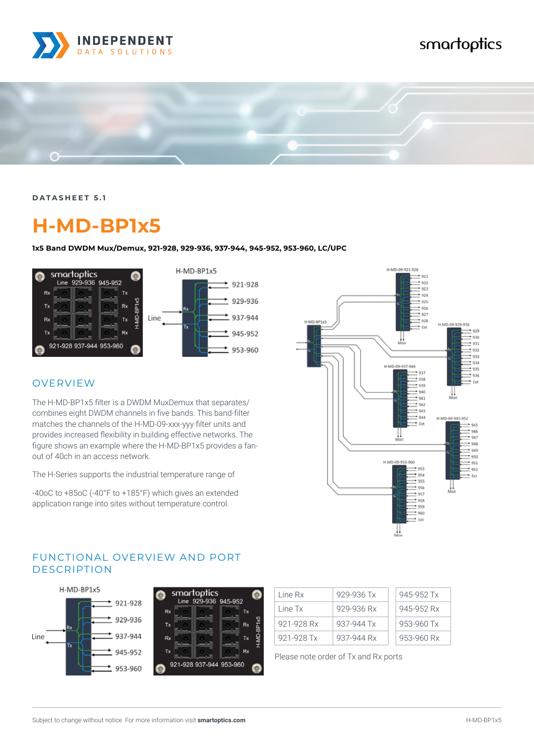DATASHEET 5.1

# H-MD-BP1x5

**1x5 Band DWDM Mux/Demux, 921-928, 929-936, 937-944, 945-952, 953-960, LC/UPC**

## OVERVIEW

The H-MD-BP1x5 filter is a DWDM MuxDemux that separates/combines eight DWDM channels in five bands. This band-filter matches the channels of the H-MD-09-xxx-yyy filter units and provides increased flexibility in building effective networks. The figure shows an example where the H-MD-BP1x5 provides a fan-out of 40ch in an access network.

The H-Series supports the industrial temperature range of

-40oC to +85oC (-40°F to +185°F) which gives an extended application range into sites without temperature control.

## FUNCTIONAL OVERVIEW AND PORT DESCRIPTION

| Line Rx | 929-936 Tx | 945-952 Tx |
|---|---|---|
| Line Tx | 929-936 Rx | 945-952 Rx |
| 921-928 Rx | 937-944 Tx | 953-960 Tx |
| 921-928 Tx | 937-944 Rx | 953-960 Rx |

Please note order of Tx and Rx ports

Subject to change without notice. For more information visit **smartoptics.com**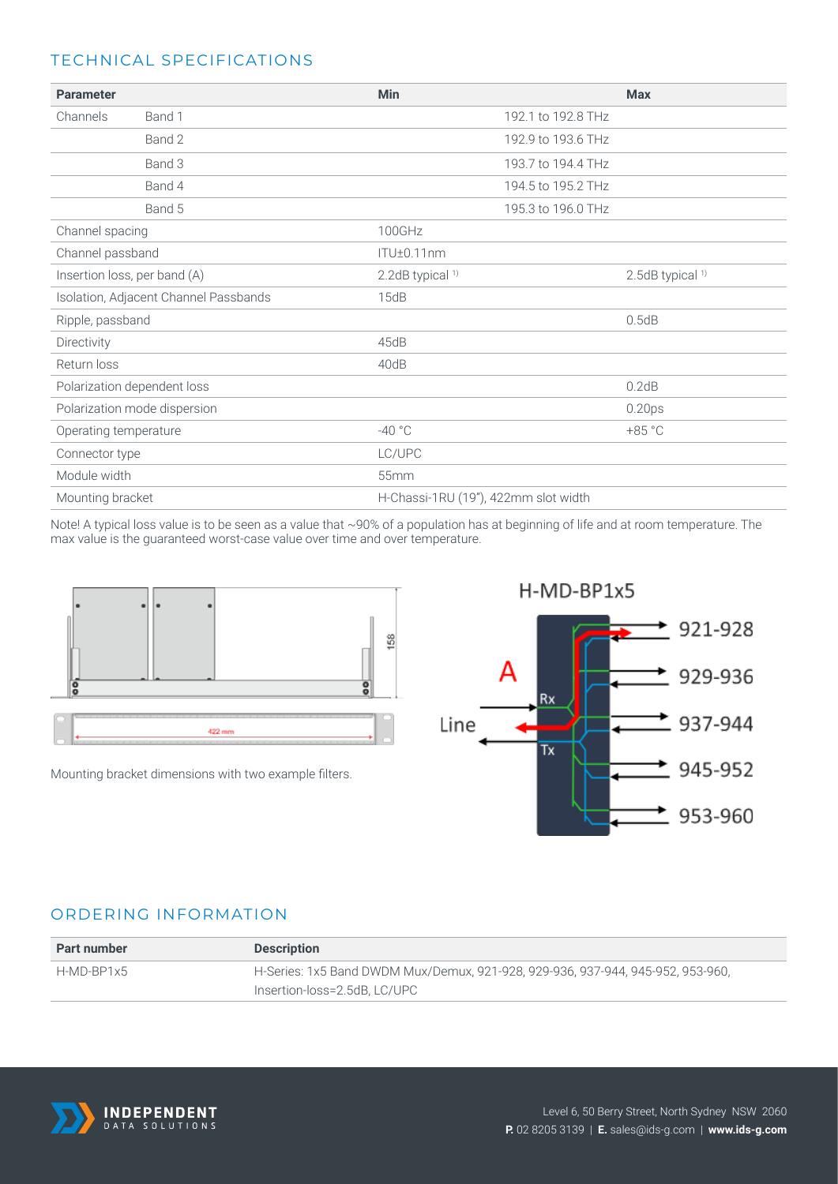## TECHNICAL SPECIFICATIONS

| Parameter | | Min | Max |
|---|---|---|---|
| Channels | Band 1 | 192.1 to 192.8 THz | |
| | Band 2 | 192.9 to 193.6 THz | |
| | Band 3 | 193.7 to 194.4 THz | |
| | Band 4 | 194.5 to 195.2 THz | |
| | Band 5 | 195.3 to 196.0 THz | |
| Channel spacing | | 100GHz | |
| Channel passband | | ITU±0.11nm | |
| Insertion loss, per band (A) | | 2.2dB typical [1)] | 2.5dB typical [1)] |
| Isolation, Adjacent Channel Passbands | | 15dB | |
| Ripple, passband | | | 0.5dB |
| Directivity | | 45dB | |
| Return loss | | 40dB | |
| Polarization dependent loss | | | 0.2dB |
| Polarization mode dispersion | | | 0.20ps |
| Operating temperature | | -40 °C | +85 °C |
| Connector type | | LC/UPC | |
| Module width | | 55mm | |
| Mounting bracket | | H-Chassi-1RU (19"), 422mm slot width | |

Note! A typical loss value is to be seen as a value that ~90% of a population has at beginning of life and at room temperature. The max value is the guaranteed worst-case value over time and over temperature.

158

422 mm

Mounting bracket dimensions with two example filters.

H-MD-BP1x5

A

Line

Rx

Tx

921-928

929-936

937-944

945-952

953-960

## ORDERING INFORMATION

| Part number | Description |
|---|---|
| H-MD-BP1x5 | H-Series: 1x5 Band DWDM Mux/Demux, 921-928, 929-936, 937-944, 945-952, 953-960, Insertion-loss=2.5dB, LC/UPC |

INDEPENDENT DATA SOLUTIONS

Level 6, 50 Berry Street, North Sydney NSW 2060
**P.** 02 8205 3139 | **E.** sales@ids-g.com | **www.ids-g.com**